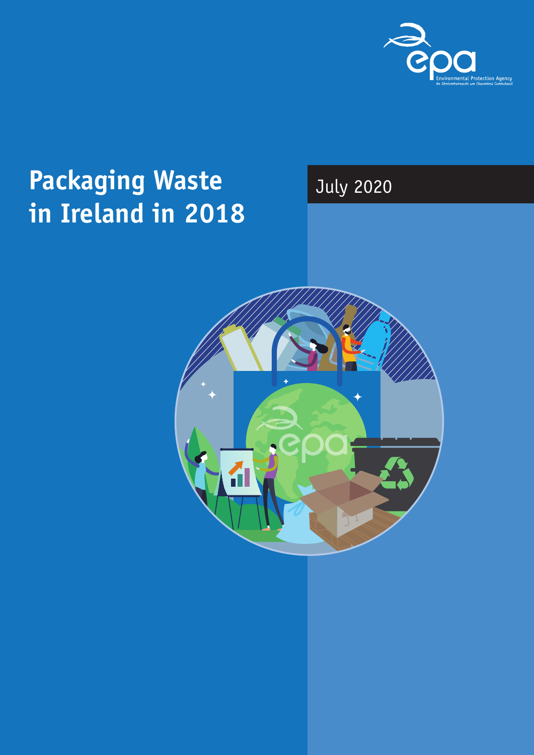Environmental Protection Agency
An Ghníomhaireacht um Chaomhnú Comhshaoil

# Packaging Waste in Ireland in 2018

July 2020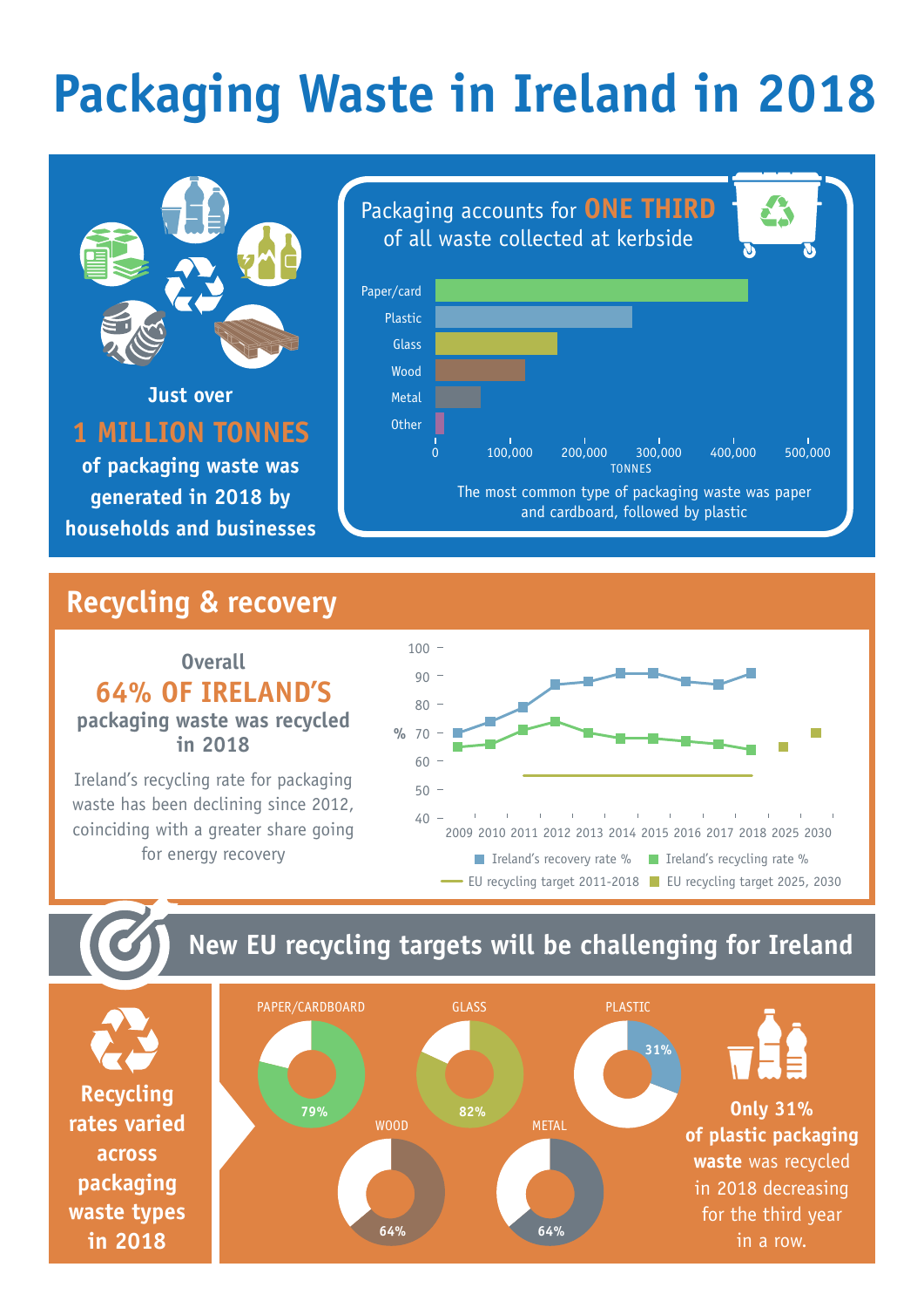# Packaging Waste in Ireland in 2018

Just over

**1 MILLION TONNES**

**of packaging waste was generated in 2018 by households and businesses**

Packaging accounts for **ONE THIRD** of all waste collected at kerbside

Paper/card
Plastic
Glass
Wood
Metal
Other

0 | 100,000 | 200,000 | 300,000 | 400,000 | 500,000

TONNES

The most common type of packaging waste was paper and cardboard, followed by plastic

## Recycling & recovery

Overall

**64% OF IRELAND'S**

**packaging waste was recycled in 2018**

Ireland's recycling rate for packaging waste has been declining since 2012, coinciding with a greater share going for energy recovery

%

100, 90, 80, 70, 60, 50, 40

2009 2010 2011 2012 2013 2014 2015 2016 2017 2018 2025 2030

Ireland's recovery rate % | Ireland's recycling rate % | EU recycling target 2011-2018 | EU recycling target 2025, 2030

## New EU recycling targets will be challenging for Ireland

**Recycling rates varied across packaging waste types in 2018**

PAPER/CARDBOARD 79%

GLASS 82%

PLASTIC 31%

WOOD 64%

METAL 64%

**Only 31% of plastic packaging waste** was recycled in 2018 decreasing for the third year in a row.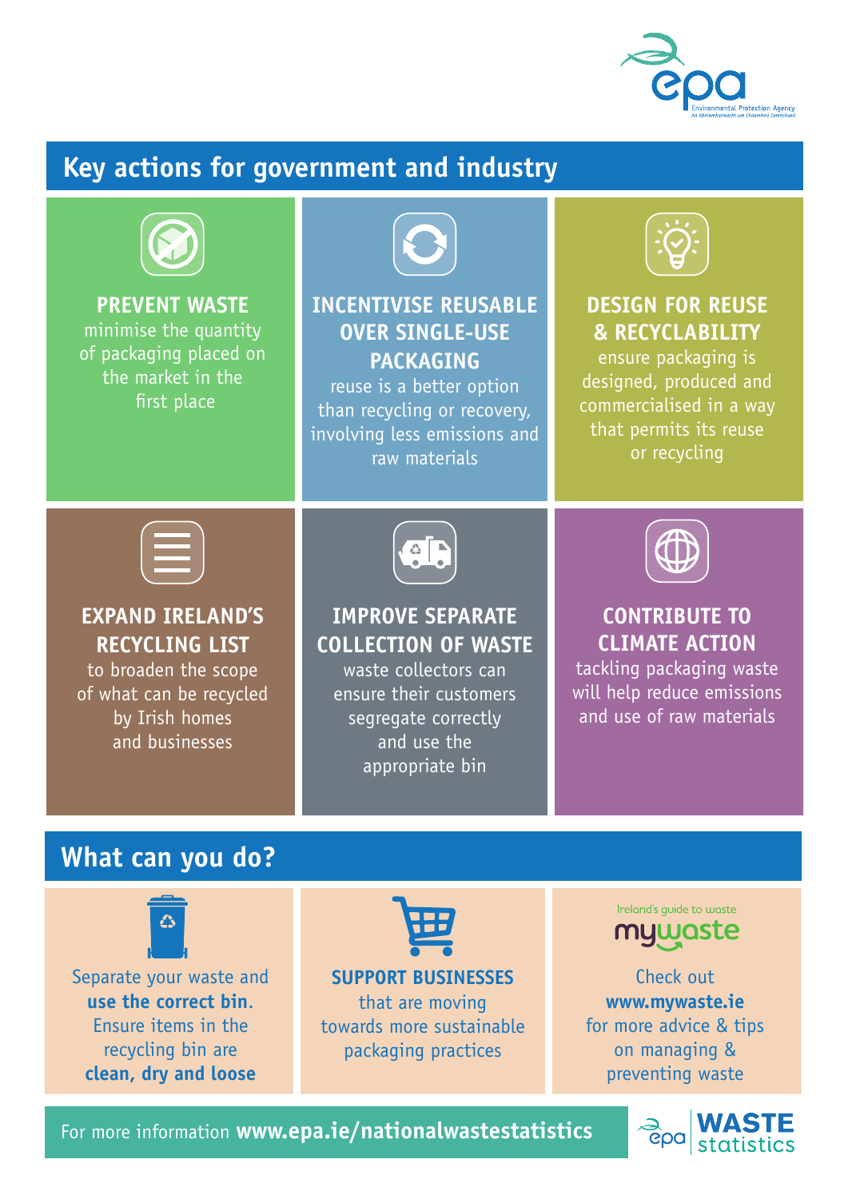## Key actions for government and industry

**PREVENT WASTE**
minimise the quantity of packaging placed on the market in the first place

**INCENTIVISE REUSABLE OVER SINGLE-USE PACKAGING**
reuse is a better option than recycling or recovery, involving less emissions and raw materials

**DESIGN FOR REUSE & RECYCLABILITY**
ensure packaging is designed, produced and commercialised in a way that permits its reuse or recycling

**EXPAND IRELAND'S RECYCLING LIST**
to broaden the scope of what can be recycled by Irish homes and businesses

**IMPROVE SEPARATE COLLECTION OF WASTE**
waste collectors can ensure their customers segregate correctly and use the appropriate bin

**CONTRIBUTE TO CLIMATE ACTION**
tackling packaging waste will help reduce emissions and use of raw materials

## What can you do?

Separate your waste and **use the correct bin.** Ensure items in the recycling bin are **clean, dry and loose**

**SUPPORT BUSINESSES** that are moving towards more sustainable packaging practices

Ireland's guide to waste
mywaste

Check out **www.mywaste.ie** for more advice & tips on managing & preventing waste

For more information **www.epa.ie/nationalwastestatistics**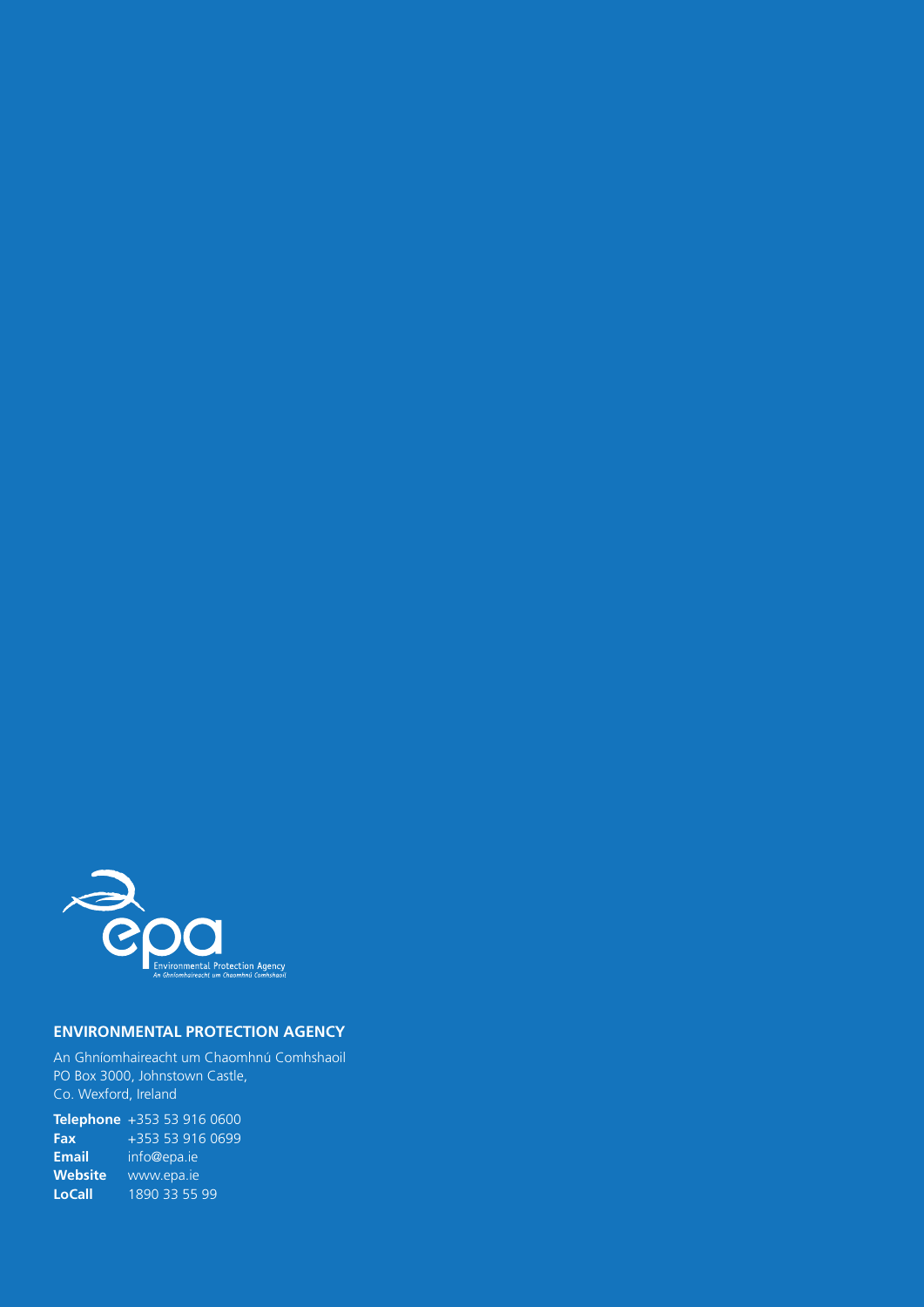Environmental Protection Agency
An Ghníomhaireacht um Chaomhnú Comhshaoil

**ENVIRONMENTAL PROTECTION AGENCY**

An Ghníomhaireacht um Chaomhnú Comhshaoil
PO Box 3000, Johnstown Castle,
Co. Wexford, Ireland

| | |
|---|---|
| **Telephone** | +353 53 916 0600 |
| **Fax** | +353 53 916 0699 |
| **Email** | info@epa.ie |
| **Website** | www.epa.ie |
| **LoCall** | 1890 33 55 99 |